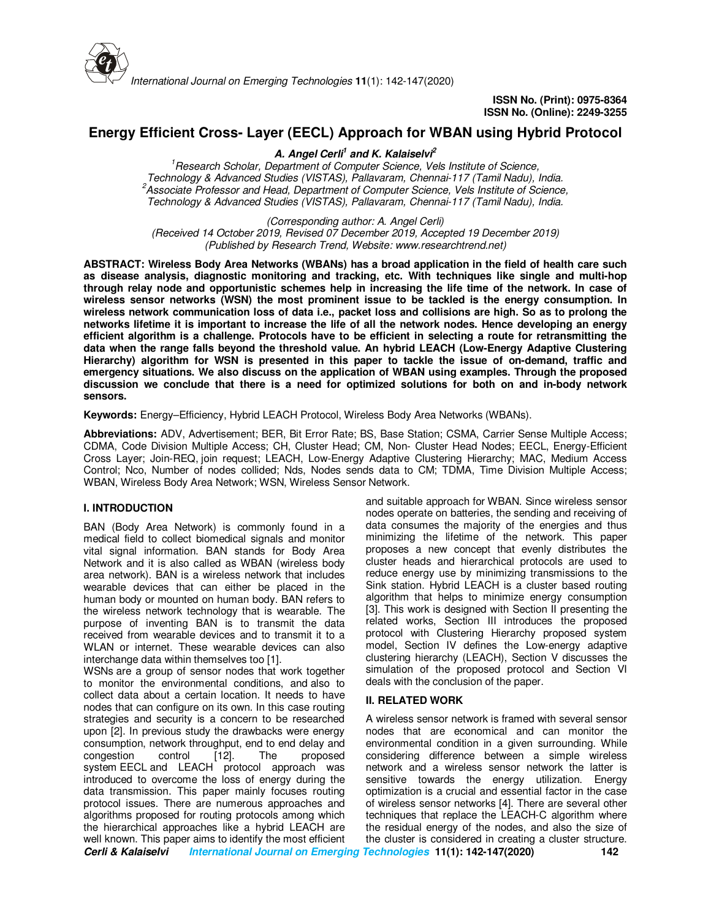ISSN No. (Print): 0975-8364
ISSN No. (Online): 2249-3255

# Energy Efficient Cross- Layer (EECL) Approach for WBAN using Hybrid Protocol

***A. Angel Cerli[1] and K. Kalaiselvi[2]***

*[1]Research Scholar, Department of Computer Science, Vels Institute of Science, Technology & Advanced Studies (VISTAS), Pallavaram, Chennai-117 (Tamil Nadu), India.*
*[2]Associate Professor and Head, Department of Computer Science, Vels Institute of Science, Technology & Advanced Studies (VISTAS), Pallavaram, Chennai-117 (Tamil Nadu), India.*

*(Corresponding author: A. Angel Cerli)*
*(Received 14 October 2019, Revised 07 December 2019, Accepted 19 December 2019)*
*(Published by Research Trend, Website: www.researchtrend.net)*

**ABSTRACT: Wireless Body Area Networks (WBANs) has a broad application in the field of health care such as disease analysis, diagnostic monitoring and tracking, etc. With techniques like single and multi-hop through relay node and opportunistic schemes help in increasing the life time of the network. In case of wireless sensor networks (WSN) the most prominent issue to be tackled is the energy consumption. In wireless network communication loss of data i.e., packet loss and collisions are high. So as to prolong the networks lifetime it is important to increase the life of all the network nodes. Hence developing an energy efficient algorithm is a challenge. Protocols have to be efficient in selecting a route for retransmitting the data when the range falls beyond the threshold value. An hybrid LEACH (Low-Energy Adaptive Clustering Hierarchy) algorithm for WSN is presented in this paper to tackle the issue of on-demand, traffic and emergency situations. We also discuss on the application of WBAN using examples. Through the proposed discussion we conclude that there is a need for optimized solutions for both on and in-body network sensors.**

**Keywords:** Energy–Efficiency, Hybrid LEACH Protocol, Wireless Body Area Networks (WBANs).

**Abbreviations:** ADV, Advertisement; BER, Bit Error Rate; BS, Base Station; CSMA, Carrier Sense Multiple Access; CDMA, Code Division Multiple Access; CH, Cluster Head; CM, Non- Cluster Head Nodes; EECL, Energy-Efficient Cross Layer; Join-REQ, join request; LEACH, Low-Energy Adaptive Clustering Hierarchy; MAC, Medium Access Control; Nco, Number of nodes collided; Nds, Nodes sends data to CM; TDMA, Time Division Multiple Access; WBAN, Wireless Body Area Network; WSN, Wireless Sensor Network.

## I. INTRODUCTION

BAN (Body Area Network) is commonly found in a medical field to collect biomedical signals and monitor vital signal information. BAN stands for Body Area Network and it is also called as WBAN (wireless body area network). BAN is a wireless network that includes wearable devices that can either be placed in the human body or mounted on human body. BAN refers to the wireless network technology that is wearable. The purpose of inventing BAN is to transmit the data received from wearable devices and to transmit it to a WLAN or internet. These wearable devices can also interchange data within themselves too [1].

WSNs are a group of sensor nodes that work together to monitor the environmental conditions, and also to collect data about a certain location. It needs to have nodes that can configure on its own. In this case routing strategies and security is a concern to be researched upon [2]. In previous study the drawbacks were energy consumption, network throughput, end to end delay and congestion control [12]. The proposed system EECL and LEACH protocol approach was introduced to overcome the loss of energy during the data transmission. This paper mainly focuses routing protocol issues. There are numerous approaches and algorithms proposed for routing protocols among which the hierarchical approaches like a hybrid LEACH are well known. This paper aims to identify the most efficient and suitable approach for WBAN. Since wireless sensor nodes operate on batteries, the sending and receiving of data consumes the majority of the energies and thus minimizing the lifetime of the network. This paper proposes a new concept that evenly distributes the cluster heads and hierarchical protocols are used to reduce energy use by minimizing transmissions to the Sink station. Hybrid LEACH is a cluster based routing algorithm that helps to minimize energy consumption [3]. This work is designed with Section II presenting the related works, Section III introduces the proposed protocol with Clustering Hierarchy proposed system model, Section IV defines the Low-energy adaptive clustering hierarchy (LEACH), Section V discusses the simulation of the proposed protocol and Section VI deals with the conclusion of the paper.

## II. RELATED WORK

A wireless sensor network is framed with several sensor nodes that are economical and can monitor the environmental condition in a given surrounding. While considering difference between a simple wireless network and a wireless sensor network the latter is sensitive towards the energy utilization. Energy optimization is a crucial and essential factor in the case of wireless sensor networks [4]. There are several other techniques that replace the LEACH-C algorithm where the residual energy of the nodes, and also the size of the cluster is considered in creating a cluster structure.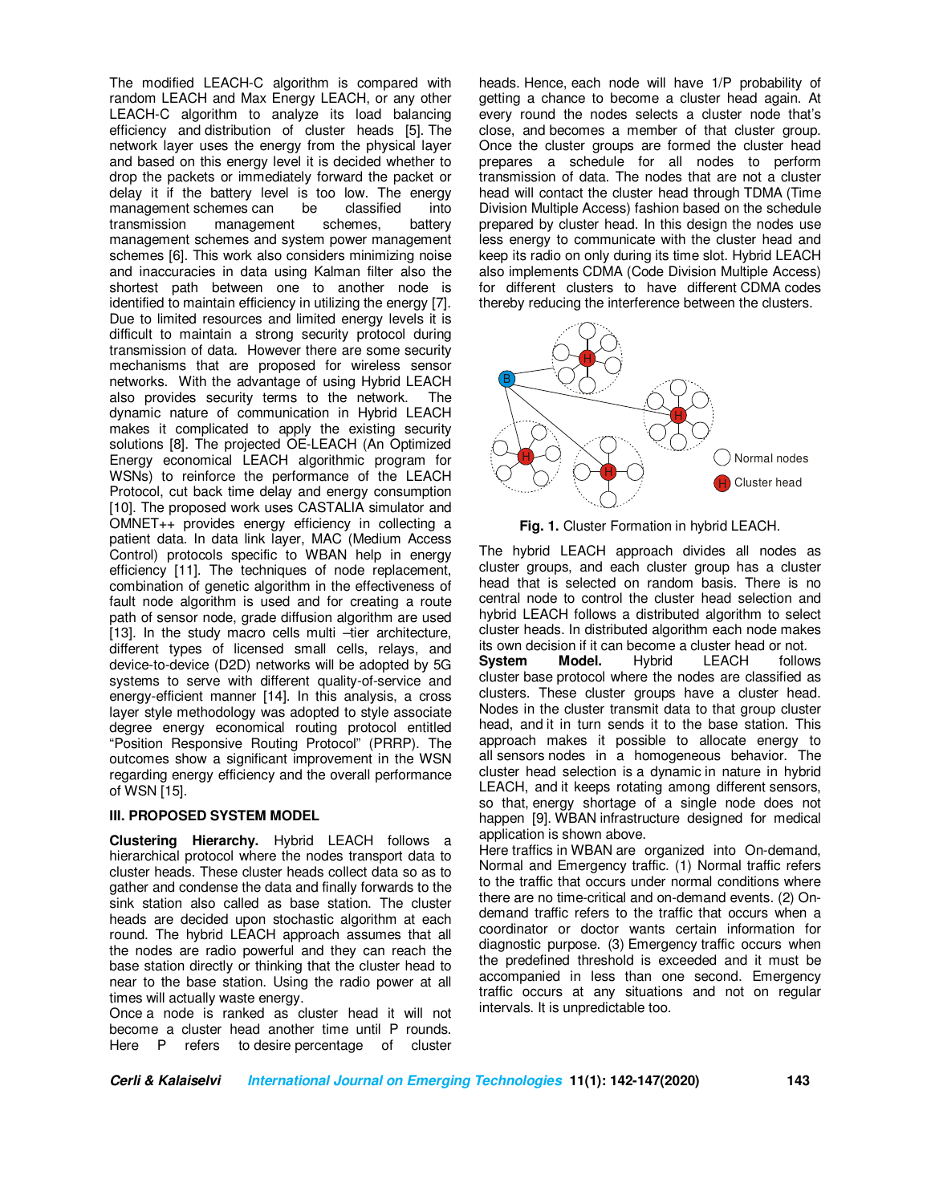The modified LEACH-C algorithm is compared with random LEACH and Max Energy LEACH, or any other LEACH-C algorithm to analyze its load balancing efficiency and distribution of cluster heads [5]. The network layer uses the energy from the physical layer and based on this energy level it is decided whether to drop the packets or immediately forward the packet or delay it if the battery level is too low. The energy management schemes can be classified into transmission management schemes, battery management schemes and system power management schemes [6]. This work also considers minimizing noise and inaccuracies in data using Kalman filter also the shortest path between one to another node is identified to maintain efficiency in utilizing the energy [7]. Due to limited resources and limited energy levels it is difficult to maintain a strong security protocol during transmission of data. However there are some security mechanisms that are proposed for wireless sensor networks. With the advantage of using Hybrid LEACH also provides security terms to the network. The dynamic nature of communication in Hybrid LEACH makes it complicated to apply the existing security solutions [8]. The projected OE-LEACH (An Optimized Energy economical LEACH algorithmic program for WSNs) to reinforce the performance of the LEACH Protocol, cut back time delay and energy consumption [10]. The proposed work uses CASTALIA simulator and OMNET++ provides energy efficiency in collecting a patient data. In data link layer, MAC (Medium Access Control) protocols specific to WBAN help in energy efficiency [11]. The techniques of node replacement, combination of genetic algorithm in the effectiveness of fault node algorithm is used and for creating a route path of sensor node, grade diffusion algorithm are used [13]. In the study macro cells multi –tier architecture, different types of licensed small cells, relays, and device-to-device (D2D) networks will be adopted by 5G systems to serve with different quality-of-service and energy-efficient manner [14]. In this analysis, a cross layer style methodology was adopted to style associate degree energy economical routing protocol entitled "Position Responsive Routing Protocol" (PRRP). The outcomes show a significant improvement in the WSN regarding energy efficiency and the overall performance of WSN [15].

## III. PROPOSED SYSTEM MODEL

**Clustering Hierarchy.** Hybrid LEACH follows a hierarchical protocol where the nodes transport data to cluster heads. These cluster heads collect data so as to gather and condense the data and finally forwards to the sink station also called as base station. The cluster heads are decided upon stochastic algorithm at each round. The hybrid LEACH approach assumes that all the nodes are radio powerful and they can reach the base station directly or thinking that the cluster head to near to the base station. Using the radio power at all times will actually waste energy.

Once a node is ranked as cluster head it will not become a cluster head another time until P rounds. Here P refers to desire percentage of cluster heads. Hence, each node will have 1/P probability of getting a chance to become a cluster head again. At every round the nodes selects a cluster node that's close, and becomes a member of that cluster group. Once the cluster groups are formed the cluster head prepares a schedule for all nodes to perform transmission of data. The nodes that are not a cluster head will contact the cluster head through TDMA (Time Division Multiple Access) fashion based on the schedule prepared by cluster head. In this design the nodes use less energy to communicate with the cluster head and keep its radio on only during its time slot. Hybrid LEACH also implements CDMA (Code Division Multiple Access) for different clusters to have different CDMA codes thereby reducing the interference between the clusters.

**Fig. 1.** Cluster Formation in hybrid LEACH.

The hybrid LEACH approach divides all nodes as cluster groups, and each cluster group has a cluster head that is selected on random basis. There is no central node to control the cluster head selection and hybrid LEACH follows a distributed algorithm to select cluster heads. In distributed algorithm each node makes its own decision if it can become a cluster head or not.

**System Model.** Hybrid LEACH follows cluster base protocol where the nodes are classified as clusters. These cluster groups have a cluster head. Nodes in the cluster transmit data to that group cluster head, and it in turn sends it to the base station. This approach makes it possible to allocate energy to all sensors nodes in a homogeneous behavior. The cluster head selection is a dynamic in nature in hybrid LEACH, and it keeps rotating among different sensors, so that, energy shortage of a single node does not happen [9]. WBAN infrastructure designed for medical application is shown above.

Here traffics in WBAN are organized into On-demand, Normal and Emergency traffic. (1) Normal traffic refers to the traffic that occurs under normal conditions where there are no time-critical and on-demand events. (2) On-demand traffic refers to the traffic that occurs when a coordinator or doctor wants certain information for diagnostic purpose. (3) Emergency traffic occurs when the predefined threshold is exceeded and it must be accompanied in less than one second. Emergency traffic occurs at any situations and not on regular intervals. It is unpredictable too.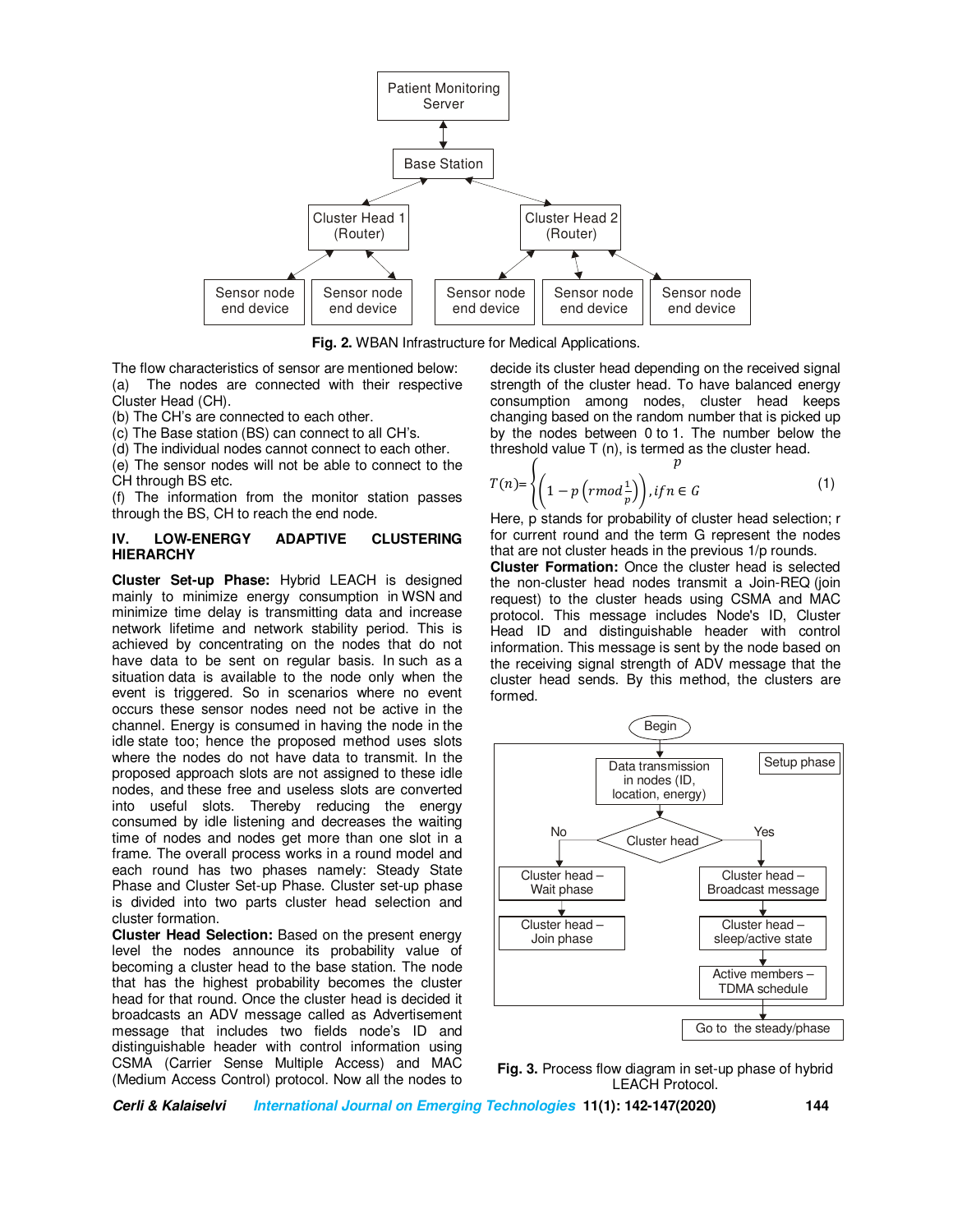Fig. 2. WBAN Infrastructure for Medical Applications.

The flow characteristics of sensor are mentioned below:

(a) The nodes are connected with their respective Cluster Head (CH).

(b) The CH's are connected to each other.

(c) The Base station (BS) can connect to all CH's.

(d) The individual nodes cannot connect to each other.

(e) The sensor nodes will not be able to connect to the CH through BS etc.

(f) The information from the monitor station passes through the BS, CH to reach the end node.

## IV. LOW-ENERGY ADAPTIVE CLUSTERING HIERARCHY

**Cluster Set-up Phase:** Hybrid LEACH is designed mainly to minimize energy consumption in WSN and minimize time delay is transmitting data and increase network lifetime and network stability period. This is achieved by concentrating on the nodes that do not have data to be sent on regular basis. In such as a situation data is available to the node only when the event is triggered. So in scenarios where no event occurs these sensor nodes need not be active in the channel. Energy is consumed in having the node in the idle state too; hence the proposed method uses slots where the nodes do not have data to transmit. In the proposed approach slots are not assigned to these idle nodes, and these free and useless slots are converted into useful slots. Thereby reducing the energy consumed by idle listening and decreases the waiting time of nodes and nodes get more than one slot in a frame. The overall process works in a round model and each round has two phases namely: Steady State Phase and Cluster Set-up Phase. Cluster set-up phase is divided into two parts cluster head selection and cluster formation.

**Cluster Head Selection:** Based on the present energy level the nodes announce its probability value of becoming a cluster head to the base station. The node that has the highest probability becomes the cluster head for that round. Once the cluster head is decided it broadcasts an ADV message called as Advertisement message that includes two fields node's ID and distinguishable header with control information using CSMA (Carrier Sense Multiple Access) and MAC (Medium Access Control) protocol. Now all the nodes to decide its cluster head depending on the received signal strength of the cluster head. To have balanced energy consumption among nodes, cluster head keeps changing based on the random number that is picked up by the nodes between 0 to 1. The number below the threshold value T (n), is termed as the cluster head.

$$T(n)=\begin{cases} \dfrac{p}{\left(1-p\left(r \bmod \frac{1}{p}\right)\right)}, if\, n \in G \end{cases} \quad (1)$$

Here, p stands for probability of cluster head selection; r for current round and the term G represent the nodes that are not cluster heads in the previous 1/p rounds.

**Cluster Formation:** Once the cluster head is selected the non-cluster head nodes transmit a Join-REQ (join request) to the cluster heads using CSMA and MAC protocol. This message includes Node's ID, Cluster Head ID and distinguishable header with control information. This message is sent by the node based on the receiving signal strength of ADV message that the cluster head sends. By this method, the clusters are formed.

Fig. 3. Process flow diagram in set-up phase of hybrid LEACH Protocol.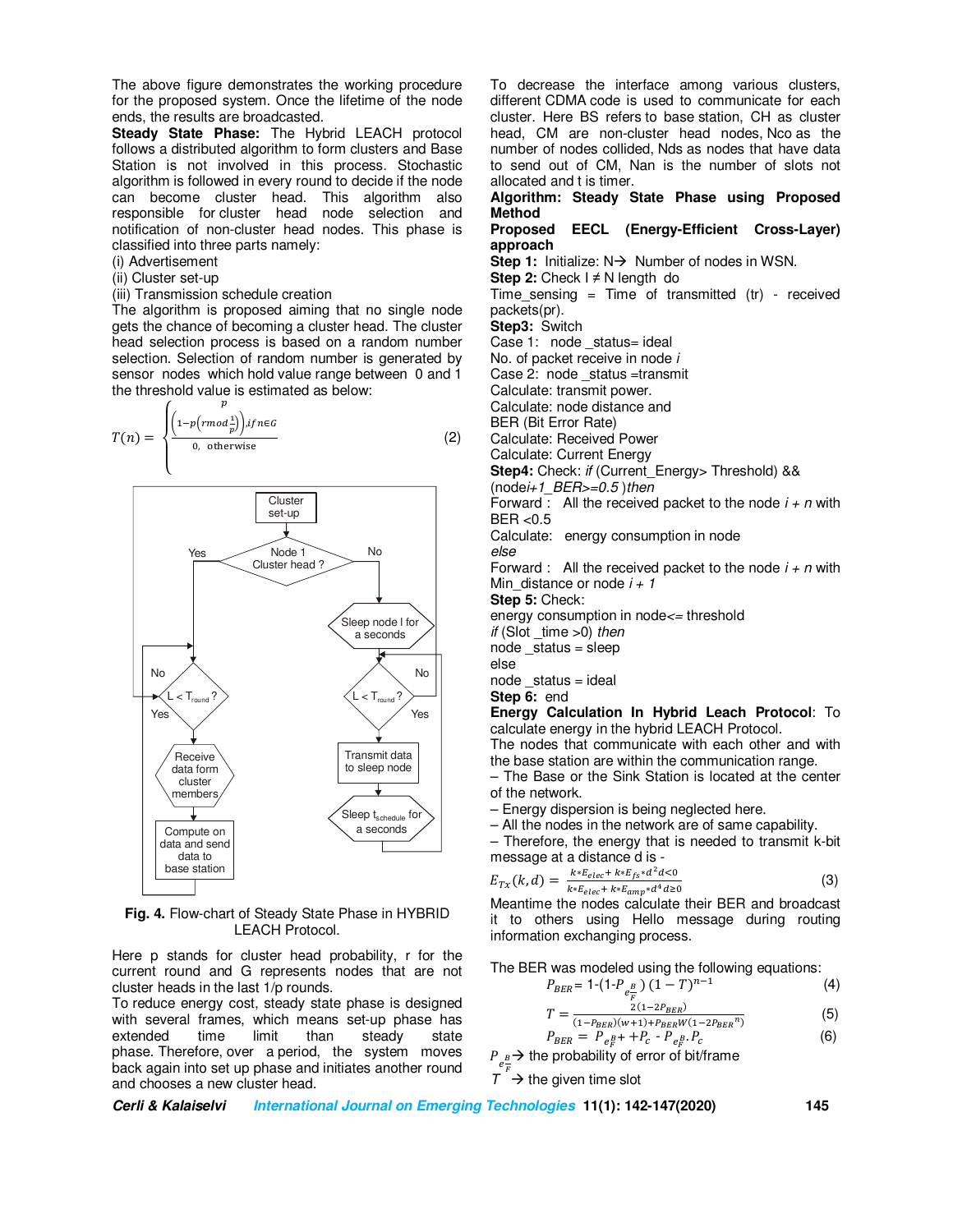The above figure demonstrates the working procedure for the proposed system. Once the lifetime of the node ends, the results are broadcasted.

**Steady State Phase:** The Hybrid LEACH protocol follows a distributed algorithm to form clusters and Base Station is not involved in this process. Stochastic algorithm is followed in every round to decide if the node can become cluster head. This algorithm also responsible for cluster head node selection and notification of non-cluster head nodes. This phase is classified into three parts namely:

(i) Advertisement
(ii) Cluster set-up
(iii) Transmission schedule creation

The algorithm is proposed aiming that no single node gets the chance of becoming a cluster head. The cluster head selection process is based on a random number selection. Selection of random number is generated by sensor nodes which hold value range between 0 and 1 the threshold value is estimated as below:

$$T(n) = \begin{cases} \dfrac{p}{\left(1-p\left(r \bmod \frac{1}{p}\right)\right)}, if\, n \in G \\ 0, \text{ otherwise} \end{cases} \quad (2)$$

**Fig. 4.** Flow-chart of Steady State Phase in HYBRID LEACH Protocol.

Here p stands for cluster head probability, r for the current round and G represents nodes that are not cluster heads in the last 1/p rounds.

To reduce energy cost, steady state phase is designed with several frames, which means set-up phase has extended time limit than steady state phase. Therefore, over a period, the system moves back again into set up phase and initiates another round and chooses a new cluster head.

To decrease the interface among various clusters, different CDMA code is used to communicate for each cluster. Here BS refers to base station, CH as cluster head, CM are non-cluster head nodes, Nco as the number of nodes collided, Nds as nodes that have data to send out of CM, Nan is the number of slots not allocated and t is timer.

**Algorithm: Steady State Phase using Proposed Method**

**Proposed EECL (Energy-Efficient Cross-Layer) approach**

**Step 1:** Initialize: N→ Number of nodes in WSN.
**Step 2:** Check I ≠ N length do
Time_sensing = Time of transmitted (tr) - received packets(pr).
**Step3:** Switch
Case 1: node _status= ideal
No. of packet receive in node *i*
Case 2: node _status =transmit
Calculate: transmit power.
Calculate: node distance and
BER (Bit Error Rate)
Calculate: Received Power
Calculate: Current Energy
**Step4:** Check: *if* (Current_Energy> Threshold) &&
(node*i+1_BER>=0.5* )*then*
Forward : All the received packet to the node *i + n* with BER <0.5
Calculate: energy consumption in node
*else*
Forward : All the received packet to the node *i + n* with Min_distance or node *i + 1*
**Step 5:** Check:
energy consumption in node<= threshold
*if* (Slot _time >0) *then*
node _status = sleep
else
node _status = ideal
**Step 6:** end

**Energy Calculation In Hybrid Leach Protocol**: To calculate energy in the hybrid LEACH Protocol.
The nodes that communicate with each other and with the base station are within the communication range.
– The Base or the Sink Station is located at the center of the network.
– Energy dispersion is being neglected here.
– All the nodes in the network are of same capability.
– Therefore, the energy that is needed to transmit k-bit message at a distance d is -

$$E_{Tx}(k,d) = \frac{k*E_{elec}+ k*E_{fs}*d^2 d<0}{k*E_{elec}+ k*E_{amp}*d^4 d\geq 0} \quad (3)$$

Meantime the nodes calculate their BER and broadcast it to others using Hello message during routing information exchanging process.

The BER was modeled using the following equations:

$$P_{BER} = 1\text{-}(1\text{-}P_{e\frac{B}{F}})\,(1-T)^{n-1} \quad (4)$$

$$T = \frac{2(1-2P_{BER})}{(1-P_{BER})(w+1)+P_{BER}W(1-2P_{BER}{}^{n})} \quad (5)$$

$$P_{BER} = P_{e\frac{B}{F}} + +P_c - P_{e\frac{B}{F}}.P_c \quad (6)$$

$P_{e\frac{B}{F}}$→ the probability of error of bit/frame
$T$ → the given time slot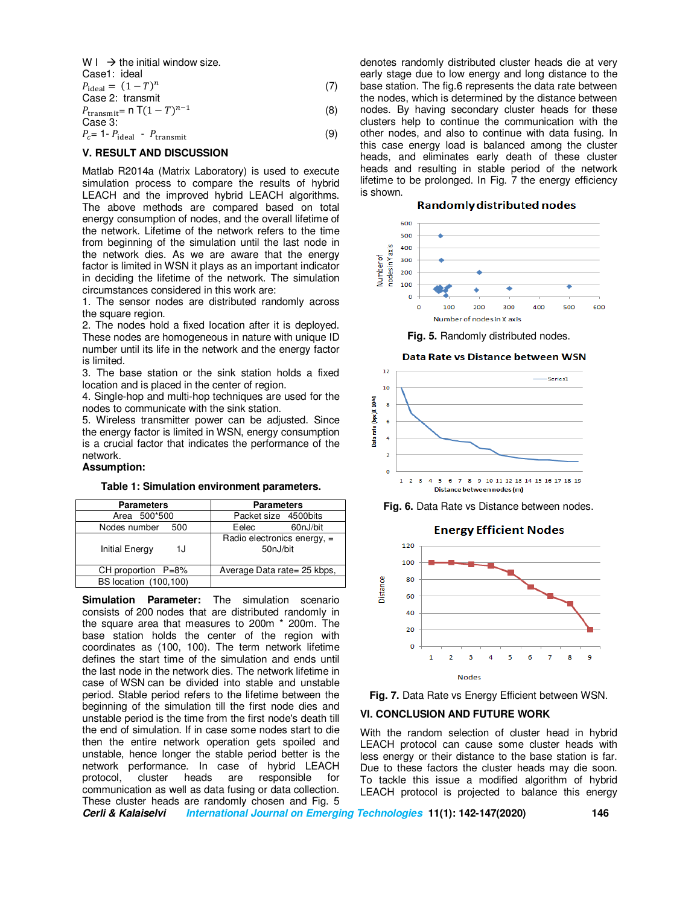W I → the initial window size.
Case1: ideal

$P_{\text{ideal}} = (1-T)^n$ (7)

Case 2: transmit

$P_{\text{transmit}} = n\,T(1-T)^{n-1}$ (8)

Case 3:

$P_c = 1 - P_{\text{ideal}} - P_{\text{transmit}}$ (9)

## V. RESULT AND DISCUSSION

Matlab R2014a (Matrix Laboratory) is used to execute simulation process to compare the results of hybrid LEACH and the improved hybrid LEACH algorithms. The above methods are compared based on total energy consumption of nodes, and the overall lifetime of the network. Lifetime of the network refers to the time from beginning of the simulation until the last node in the network dies. As we are aware that the energy factor is limited in WSN it plays as an important indicator in deciding the lifetime of the network. The simulation circumstances considered in this work are:

1. The sensor nodes are distributed randomly across the square region.
2. The nodes hold a fixed location after it is deployed. These nodes are homogeneous in nature with unique ID number until its life in the network and the energy factor is limited.
3. The base station or the sink station holds a fixed location and is placed in the center of region.
4. Single-hop and multi-hop techniques are used for the nodes to communicate with the sink station.
5. Wireless transmitter power can be adjusted. Since the energy factor is limited in WSN, energy consumption is a crucial factor that indicates the performance of the network.

**Assumption:**

**Table 1: Simulation environment parameters.**

| Parameters | Parameters |
|---|---|
| Area 500*500 | Packet size 4500bits |
| Nodes number 500 | Eelec 60nJ/bit |
| Initial Energy 1J | Radio electronics energy, = 50nJ/bit |
| CH proportion P=8% | Average Data rate= 25 kbps, |
| BS location (100,100) | |

**Simulation Parameter:** The simulation scenario consists of 200 nodes that are distributed randomly in the square area that measures to 200m * 200m. The base station holds the center of the region with coordinates as (100, 100). The term network lifetime defines the start time of the simulation and ends until the last node in the network dies. The network lifetime in case of WSN can be divided into stable and unstable period. Stable period refers to the lifetime between the beginning of the simulation till the first node dies and unstable period is the time from the first node's death till the end of simulation. If in case some nodes start to die then the entire network operation gets spoiled and unstable, hence longer the stable period better is the network performance. In case of hybrid LEACH protocol, cluster heads are responsible for communication as well as data fusing or data collection. These cluster heads are randomly chosen and Fig. 5 denotes randomly distributed cluster heads die at very early stage due to low energy and long distance to the base station. The fig.6 represents the data rate between the nodes, which is determined by the distance between nodes. By having secondary cluster heads for these clusters help to continue the communication with the other nodes, and also to continue with data fusing. In this case energy load is balanced among the cluster heads, and eliminates early death of these cluster heads and resulting in stable period of the network lifetime to be prolonged. In Fig. 7 the energy efficiency is shown.

**Fig. 5.** Randomly distributed nodes.

**Fig. 6.** Data Rate vs Distance between nodes.

**Fig. 7.** Data Rate vs Energy Efficient between WSN.

## VI. CONCLUSION AND FUTURE WORK

With the random selection of cluster head in hybrid LEACH protocol can cause some cluster heads with less energy or their distance to the base station is far. Due to these factors the cluster heads may die soon. To tackle this issue a modified algorithm of hybrid LEACH protocol is projected to balance this energy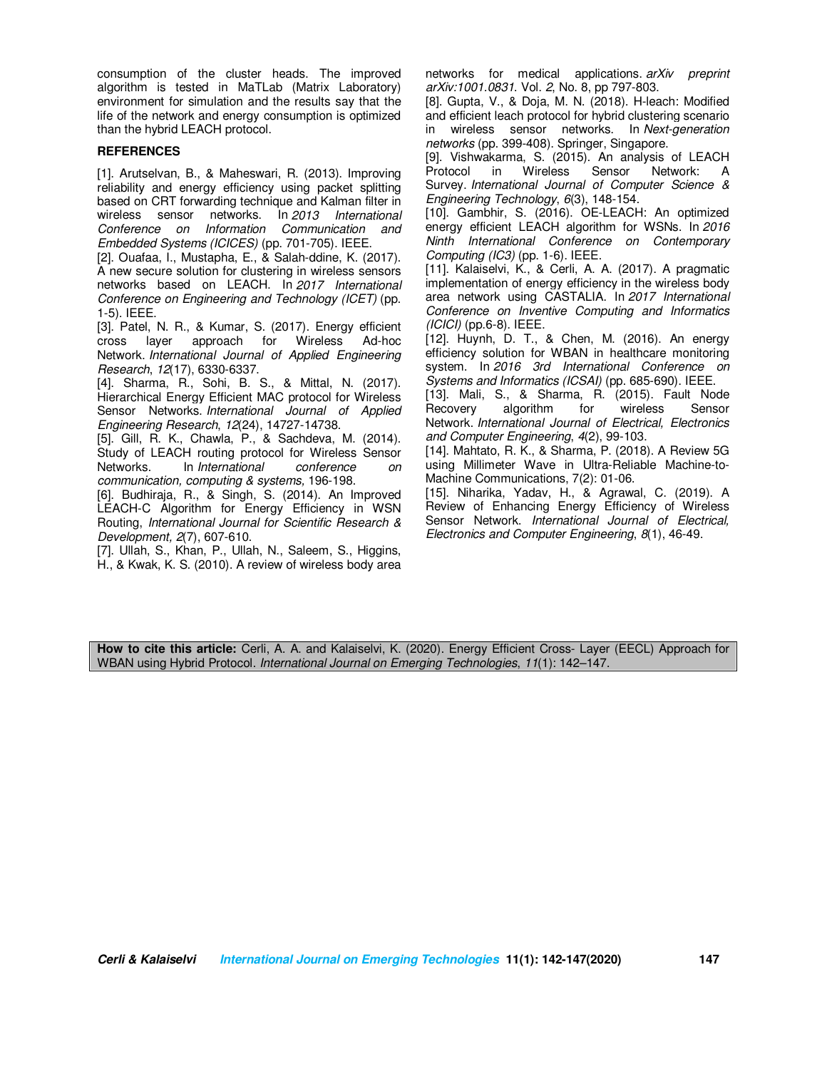consumption of the cluster heads. The improved algorithm is tested in MaTLab (Matrix Laboratory) environment for simulation and the results say that the life of the network and energy consumption is optimized than the hybrid LEACH protocol.

## REFERENCES

[1]. Arutselvan, B., & Maheswari, R. (2013). Improving reliability and energy efficiency using packet splitting based on CRT forwarding technique and Kalman filter in wireless sensor networks. In *2013 International Conference on Information Communication and Embedded Systems (ICICES)* (pp. 701-705). IEEE.

[2]. Ouafaa, I., Mustapha, E., & Salah-ddine, K. (2017). A new secure solution for clustering in wireless sensors networks based on LEACH. In *2017 International Conference on Engineering and Technology (ICET)* (pp. 1-5). IEEE.

[3]. Patel, N. R., & Kumar, S. (2017). Energy efficient cross layer approach for Wireless Ad-hoc Network. *International Journal of Applied Engineering Research*, *12*(17), 6330-6337.

[4]. Sharma, R., Sohi, B. S., & Mittal, N. (2017). Hierarchical Energy Efficient MAC protocol for Wireless Sensor Networks. *International Journal of Applied Engineering Research*, *12*(24), 14727-14738.

[5]. Gill, R. K., Chawla, P., & Sachdeva, M. (2014). Study of LEACH routing protocol for Wireless Sensor Networks. In *International conference on communication, computing & systems,* 196-198.

[6]. Budhiraja, R., & Singh, S. (2014). An Improved LEACH-C Algorithm for Energy Efficiency in WSN Routing, *International Journal for Scientific Research & Development, 2*(7), 607-610.

[7]. Ullah, S., Khan, P., Ullah, N., Saleem, S., Higgins, H., & Kwak, K. S. (2010). A review of wireless body area networks for medical applications. *arXiv preprint arXiv:1001.0831.* Vol. *2*, No. 8, pp 797-803.

[8]. Gupta, V., & Doja, M. N. (2018). H-leach: Modified and efficient leach protocol for hybrid clustering scenario in wireless sensor networks. In *Next-generation networks* (pp. 399-408). Springer, Singapore.

[9]. Vishwakarma, S. (2015). An analysis of LEACH Protocol in Wireless Sensor Network: A Survey. *International Journal of Computer Science & Engineering Technology*, *6*(3), 148-154.

[10]. Gambhir, S. (2016). OE-LEACH: An optimized energy efficient LEACH algorithm for WSNs. In *2016 Ninth International Conference on Contemporary Computing (IC3)* (pp. 1-6). IEEE.

[11]. Kalaiselvi, K., & Cerli, A. A. (2017). A pragmatic implementation of energy efficiency in the wireless body area network using CASTALIA. In *2017 International Conference on Inventive Computing and Informatics (ICICI)* (pp.6-8). IEEE.

[12]. Huynh, D. T., & Chen, M. (2016). An energy efficiency solution for WBAN in healthcare monitoring system. In *2016 3rd International Conference on Systems and Informatics (ICSAI)* (pp. 685-690). IEEE.

[13]. Mali, S., & Sharma, R. (2015). Fault Node Recovery algorithm for wireless Sensor Network. *International Journal of Electrical, Electronics and Computer Engineering*, *4*(2), 99-103.

[14]. Mahtato, R. K., & Sharma, P. (2018). A Review 5G using Millimeter Wave in Ultra-Reliable Machine-to-Machine Communications, 7(2): 01-06.

[15]. Niharika, Yadav, H., & Agrawal, C. (2019). A Review of Enhancing Energy Efficiency of Wireless Sensor Network. *International Journal of Electrical, Electronics and Computer Engineering*, *8*(1), 46-49.

**How to cite this article:** Cerli, A. A. and Kalaiselvi, K. (2020). Energy Efficient Cross- Layer (EECL) Approach for WBAN using Hybrid Protocol. *International Journal on Emerging Technologies*, *11*(1): 142–147.